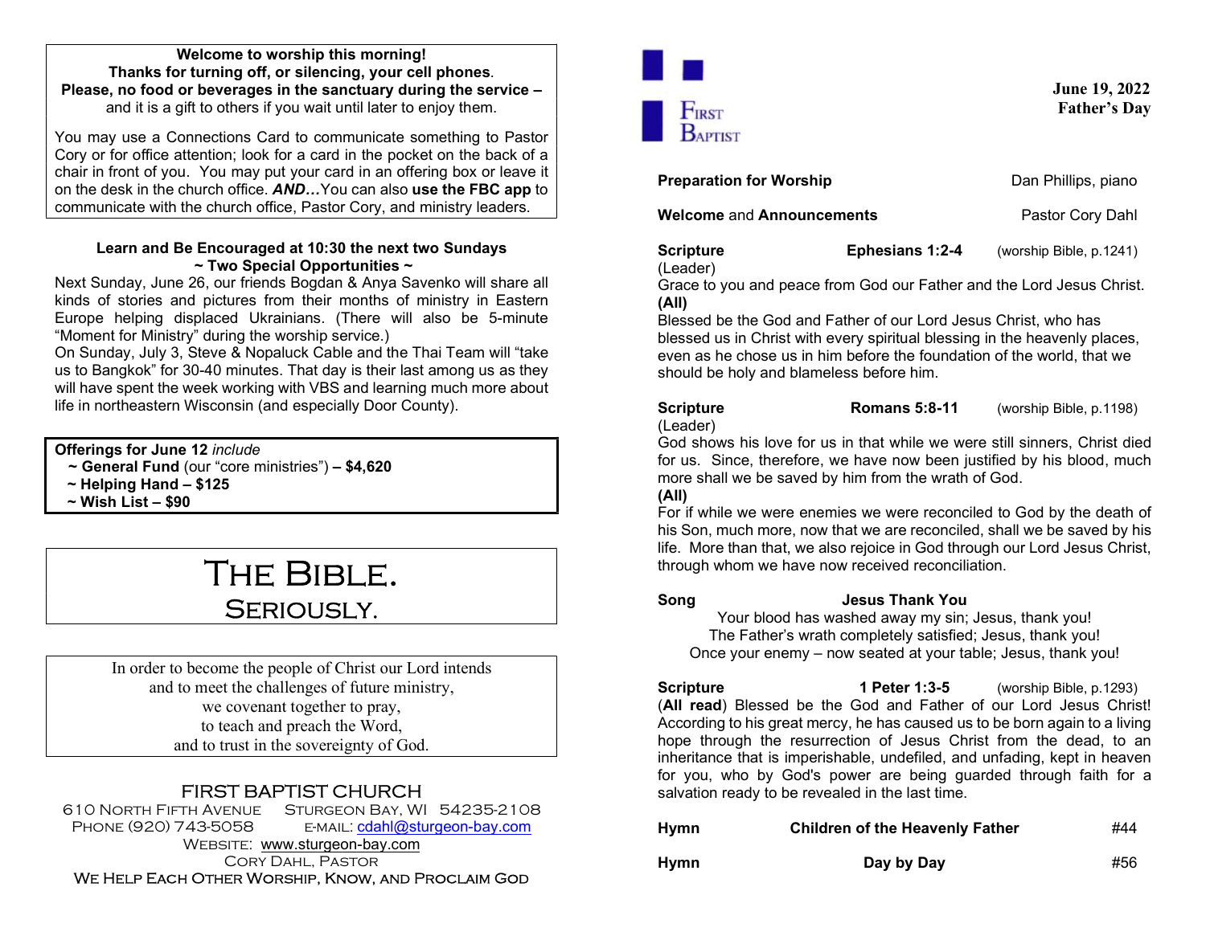**Welcome to worship this morning!**
**Thanks for turning off, or silencing, your cell phones.**
**Please, no food or beverages in the sanctuary during the service –** and it is a gift to others if you wait until later to enjoy them.

You may use a Connections Card to communicate something to Pastor Cory or for office attention; look for a card in the pocket on the back of a chair in front of you. You may put your card in an offering box or leave it on the desk in the church office. ***AND…*** You can also **use the FBC app** to communicate with the church office, Pastor Cory, and ministry leaders.

**Learn and Be Encouraged at 10:30 the next two Sundays**
**~ Two Special Opportunities ~**

Next Sunday, June 26, our friends Bogdan & Anya Savenko will share all kinds of stories and pictures from their months of ministry in Eastern Europe helping displaced Ukrainians. (There will also be 5-minute "Moment for Ministry" during the worship service.)

On Sunday, July 3, Steve & Nopaluck Cable and the Thai Team will "take us to Bangkok" for 30-40 minutes. That day is their last among us as they will have spent the week working with VBS and learning much more about life in northeastern Wisconsin (and especially Door County).

**Offerings for June 12** *include*
- **~ General Fund** (our "core ministries") **– $4,620**
- **~ Helping Hand – $125**
- **~ Wish List – $90**

# The Bible.
## Seriously.

In order to become the people of Christ our Lord intends
and to meet the challenges of future ministry,
we covenant together to pray,
to teach and preach the Word,
and to trust in the sovereignty of God.

**FIRST BAPTIST CHURCH**
610 North Fifth Avenue   Sturgeon Bay, WI 54235-2108
Phone (920) 743-5058   e-mail: cdahl@sturgeon-bay.com
Website: www.sturgeon-bay.com
Cory Dahl, Pastor
We Help Each Other Worship, Know, and Proclaim God

---

First Baptist

**June 19, 2022**
**Father's Day**

**Preparation for Worship** — Dan Phillips, piano

**Welcome** and **Announcements** — Pastor Cory Dahl

**Scripture** — **Ephesians 1:2-4** (worship Bible, p.1241)

(Leader)
Grace to you and peace from God our Father and the Lord Jesus Christ.

**(All)**
Blessed be the God and Father of our Lord Jesus Christ, who has blessed us in Christ with every spiritual blessing in the heavenly places, even as he chose us in him before the foundation of the world, that we should be holy and blameless before him.

**Scripture** — **Romans 5:8-11** (worship Bible, p.1198)

(Leader)
God shows his love for us in that while we were still sinners, Christ died for us. Since, therefore, we have now been justified by his blood, much more shall we be saved by him from the wrath of God.

**(All)**
For if while we were enemies we were reconciled to God by the death of his Son, much more, now that we are reconciled, shall we be saved by his life. More than that, we also rejoice in God through our Lord Jesus Christ, through whom we have now received reconciliation.

**Song** — **Jesus Thank You**

Your blood has washed away my sin; Jesus, thank you!
The Father's wrath completely satisfied; Jesus, thank you!
Once your enemy – now seated at your table; Jesus, thank you!

**Scripture** — **1 Peter 1:3-5** (worship Bible, p.1293)

(**All read**) Blessed be the God and Father of our Lord Jesus Christ! According to his great mercy, he has caused us to be born again to a living hope through the resurrection of Jesus Christ from the dead, to an inheritance that is imperishable, undefiled, and unfading, kept in heaven for you, who by God's power are being guarded through faith for a salvation ready to be revealed in the last time.

**Hymn** — **Children of the Heavenly Father** — #44

**Hymn** — **Day by Day** — #56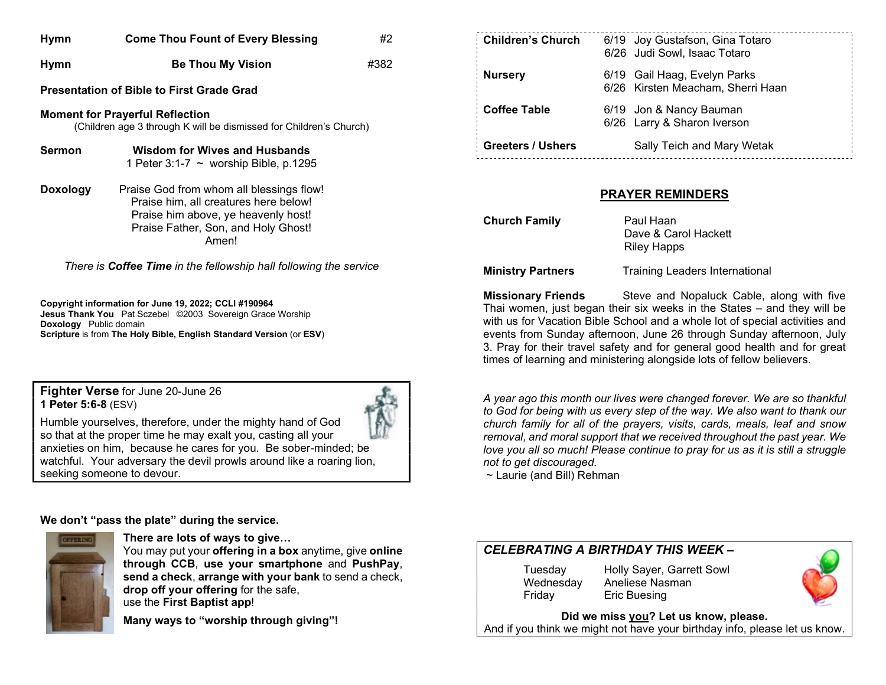**Hymn** **Come Thou Fount of Every Blessing** #2

**Hymn** **Be Thou My Vision** #382

**Presentation of Bible to First Grade Grad**

**Moment for Prayerful Reflection**
(Children age 3 through K will be dismissed for Children's Church)

**Sermon** **Wisdom for Wives and Husbands**
1 Peter 3:1-7 ~ worship Bible, p.1295

**Doxology**
Praise God from whom all blessings flow!
Praise him, all creatures here below!
Praise him above, ye heavenly host!
Praise Father, Son, and Holy Ghost!
Amen!

*There is **Coffee Time** in the fellowship hall following the service*

**Copyright information for June 19, 2022; CCLI #190964**
**Jesus Thank You** Pat Sczebel ©2003 Sovereign Grace Worship
**Doxology** Public domain
**Scripture** is from **The Holy Bible, English Standard Version** (or **ESV**)

**Fighter Verse** for June 20-June 26
**1 Peter 5:6-8** (ESV)

Humble yourselves, therefore, under the mighty hand of God so that at the proper time he may exalt you, casting all your anxieties on him, because he cares for you. Be sober-minded; be watchful. Your adversary the devil prowls around like a roaring lion, seeking someone to devour.

**We don't "pass the plate" during the service.**

**There are lots of ways to give…**
You may put your **offering in a box** anytime, give **online through CCB**, **use your smartphone** and **PushPay**, **send a check**, **arrange with your bank** to send a check, **drop off your offering** for the safe, use the **First Baptist app**!

**Many ways to "worship through giving"!**

| | | |
|---|---|---|
| **Children's Church** | 6/19 | Joy Gustafson, Gina Totaro |
| | 6/26 | Judi Sowl, Isaac Totaro |
| **Nursery** | 6/19 | Gail Haag, Evelyn Parks |
| | 6/26 | Kirsten Meacham, Sherri Haan |
| **Coffee Table** | 6/19 | Jon & Nancy Bauman |
| | 6/26 | Larry & Sharon Iverson |
| **Greeters / Ushers** | | Sally Teich and Mary Wetak |

## PRAYER REMINDERS

**Church Family**
Paul Haan
Dave & Carol Hackett
Riley Happs

**Ministry Partners** Training Leaders International

**Missionary Friends** Steve and Nopaluck Cable, along with five Thai women, just began their six weeks in the States – and they will be with us for Vacation Bible School and a whole lot of special activities and events from Sunday afternoon, June 26 through Sunday afternoon, July 3. Pray for their travel safety and for general good health and for great times of learning and ministering alongside lots of fellow believers.

*A year ago this month our lives were changed forever. We are so thankful to God for being with us every step of the way. We also want to thank our church family for all of the prayers, visits, cards, meals, leaf and snow removal, and moral support that we received throughout the past year. We love you all so much! Please continue to pray for us as it is still a struggle not to get discouraged.*
~ Laurie (and Bill) Rehman

***CELEBRATING A BIRTHDAY THIS WEEK –***

| | |
|---|---|
| Tuesday | Holly Sayer, Garrett Sowl |
| Wednesday | Aneliese Nasman |
| Friday | Eric Buesing |

**Did we miss you? Let us know, please.**
And if you think we might not have your birthday info, please let us know.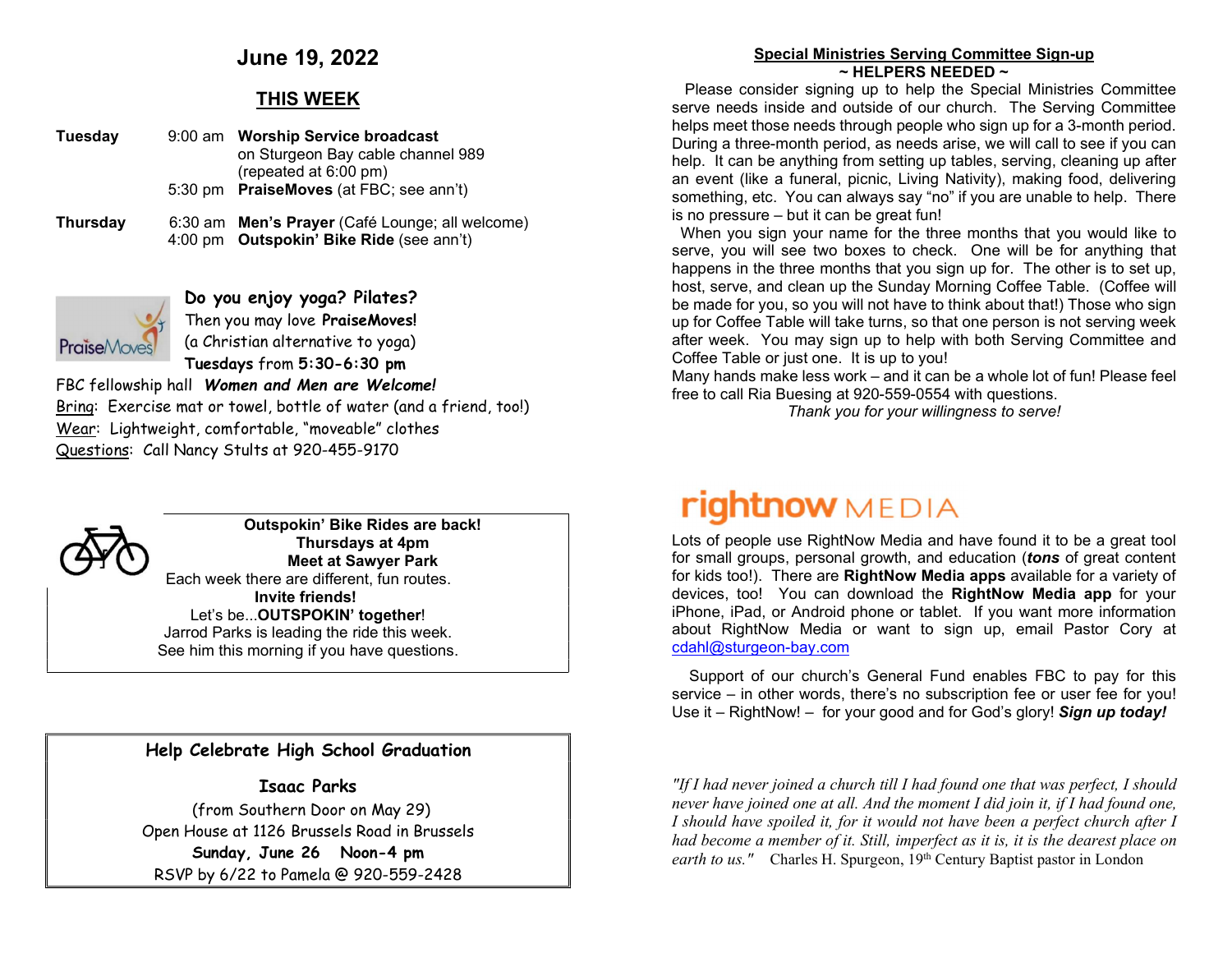# June 19, 2022

## THIS WEEK

| | | |
|---|---|---|
| **Tuesday** | 9:00 am | **Worship Service broadcast** on Sturgeon Bay cable channel 989 (repeated at 6:00 pm) |
| | 5:30 pm | **PraiseMoves** (at FBC; see ann't) |
| **Thursday** | 6:30 am | **Men's Prayer** (Café Lounge; all welcome) |
| | 4:00 pm | **Outspokin' Bike Ride** (see ann't) |

**Do you enjoy yoga? Pilates?**
Then you may love **PraiseMoves!**
(a Christian alternative to yoga)
**Tuesdays** from **5:30-6:30 pm**
FBC fellowship hall ***Women and Men are Welcome!***
Bring: Exercise mat or towel, bottle of water (and a friend, too!)
Wear: Lightweight, comfortable, "moveable" clothes
Questions: Call Nancy Stults at 920-455-9170

**Outspokin' Bike Rides are back!**
**Thursdays at 4pm**
**Meet at Sawyer Park**
Each week there are different, fun routes.
**Invite friends!**
Let's be...**OUTSPOKIN' together**!
Jarrod Parks is leading the ride this week.
See him this morning if you have questions.

**Help Celebrate High School Graduation**

**Isaac Parks**
(from Southern Door on May 29)
Open House at 1126 Brussels Road in Brussels
**Sunday, June 26 Noon-4 pm**
RSVP by 6/22 to Pamela @ 920-559-2428

**Special Ministries Serving Committee Sign-up**
**~ HELPERS NEEDED ~**

Please consider signing up to help the Special Ministries Committee serve needs inside and outside of our church. The Serving Committee helps meet those needs through people who sign up for a 3-month period. During a three-month period, as needs arise, we will call to see if you can help. It can be anything from setting up tables, serving, cleaning up after an event (like a funeral, picnic, Living Nativity), making food, delivering something, etc. You can always say "no" if you are unable to help. There is no pressure – but it can be great fun!

When you sign your name for the three months that you would like to serve, you will see two boxes to check. One will be for anything that happens in the three months that you sign up for. The other is to set up, host, serve, and clean up the Sunday Morning Coffee Table. (Coffee will be made for you, so you will not have to think about that!) Those who sign up for Coffee Table will take turns, so that one person is not serving week after week. You may sign up to help with both Serving Committee and Coffee Table or just one. It is up to you!

Many hands make less work – and it can be a whole lot of fun! Please feel free to call Ria Buesing at 920-559-0554 with questions.

*Thank you for your willingness to serve!*

## rightnow MEDIA

Lots of people use RightNow Media and have found it to be a great tool for small groups, personal growth, and education (***tons*** of great content for kids too!). There are **RightNow Media apps** available for a variety of devices, too! You can download the **RightNow Media app** for your iPhone, iPad, or Android phone or tablet. If you want more information about RightNow Media or want to sign up, email Pastor Cory at cdahl@sturgeon-bay.com

Support of our church's General Fund enables FBC to pay for this service – in other words, there's no subscription fee or user fee for you! Use it – RightNow! – for your good and for God's glory! ***Sign up today!***

*"If I had never joined a church till I had found one that was perfect, I should never have joined one at all. And the moment I did join it, if I had found one, I should have spoiled it, for it would not have been a perfect church after I had become a member of it. Still, imperfect as it is, it is the dearest place on earth to us."* Charles H. Spurgeon, 19th Century Baptist pastor in London